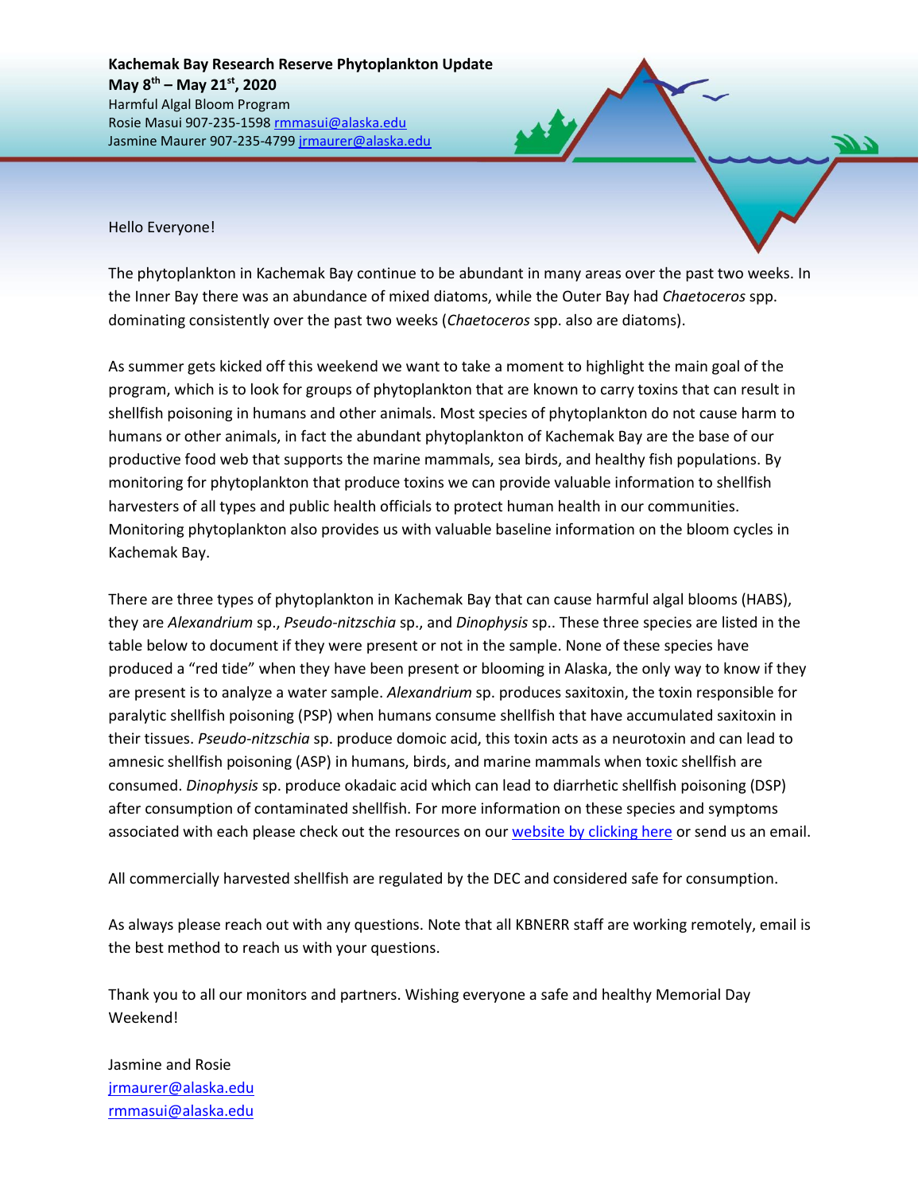**Kachemak Bay Research Reserve Phytoplankton Update**
**May 8th – May 21st, 2020**
Harmful Algal Bloom Program
Rosie Masui 907-235-1598 rmmasui@alaska.edu
Jasmine Maurer 907-235-4799 jrmaurer@alaska.edu

Hello Everyone!

The phytoplankton in Kachemak Bay continue to be abundant in many areas over the past two weeks. In the Inner Bay there was an abundance of mixed diatoms, while the Outer Bay had *Chaetoceros* spp. dominating consistently over the past two weeks (*Chaetoceros* spp. also are diatoms).

As summer gets kicked off this weekend we want to take a moment to highlight the main goal of the program, which is to look for groups of phytoplankton that are known to carry toxins that can result in shellfish poisoning in humans and other animals. Most species of phytoplankton do not cause harm to humans or other animals, in fact the abundant phytoplankton of Kachemak Bay are the base of our productive food web that supports the marine mammals, sea birds, and healthy fish populations. By monitoring for phytoplankton that produce toxins we can provide valuable information to shellfish harvesters of all types and public health officials to protect human health in our communities. Monitoring phytoplankton also provides us with valuable baseline information on the bloom cycles in Kachemak Bay.

There are three types of phytoplankton in Kachemak Bay that can cause harmful algal blooms (HABS), they are *Alexandrium* sp., *Pseudo-nitzschia* sp., and *Dinophysis* sp.. These three species are listed in the table below to document if they were present or not in the sample. None of these species have produced a "red tide" when they have been present or blooming in Alaska, the only way to know if they are present is to analyze a water sample. *Alexandrium* sp. produces saxitoxin, the toxin responsible for paralytic shellfish poisoning (PSP) when humans consume shellfish that have accumulated saxitoxin in their tissues. *Pseudo-nitzschia* sp. produce domoic acid, this toxin acts as a neurotoxin and can lead to amnesic shellfish poisoning (ASP) in humans, birds, and marine mammals when toxic shellfish are consumed. *Dinophysis* sp. produce okadaic acid which can lead to diarrhetic shellfish poisoning (DSP) after consumption of contaminated shellfish. For more information on these species and symptoms associated with each please check out the resources on our website by clicking here or send us an email.

All commercially harvested shellfish are regulated by the DEC and considered safe for consumption.

As always please reach out with any questions. Note that all KBNERR staff are working remotely, email is the best method to reach us with your questions.

Thank you to all our monitors and partners. Wishing everyone a safe and healthy Memorial Day Weekend!

Jasmine and Rosie
jrmaurer@alaska.edu
rmmasui@alaska.edu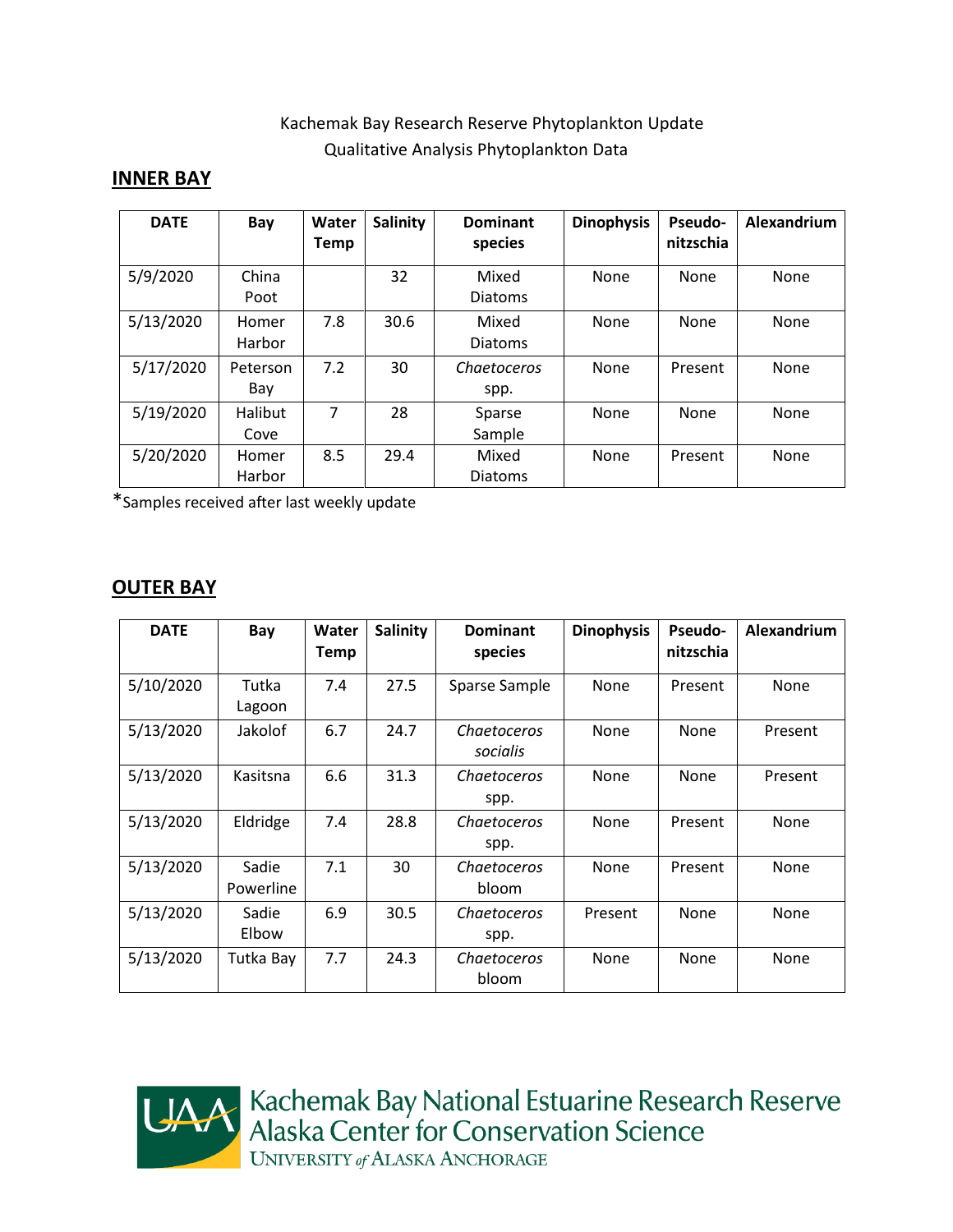Kachemak Bay Research Reserve Phytoplankton Update

Qualitative Analysis Phytoplankton Data

## INNER BAY

| DATE | Bay | Water Temp | Salinity | Dominant species | Dinophysis | Pseudo-nitzschia | Alexandrium |
|---|---|---|---|---|---|---|---|
| 5/9/2020 | China Poot | | 32 | Mixed Diatoms | None | None | None |
| 5/13/2020 | Homer Harbor | 7.8 | 30.6 | Mixed Diatoms | None | None | None |
| 5/17/2020 | Peterson Bay | 7.2 | 30 | *Chaetoceros* spp. | None | Present | None |
| 5/19/2020 | Halibut Cove | 7 | 28 | Sparse Sample | None | None | None |
| 5/20/2020 | Homer Harbor | 8.5 | 29.4 | Mixed Diatoms | None | Present | None |

*Samples received after last weekly update

## OUTER BAY

| DATE | Bay | Water Temp | Salinity | Dominant species | Dinophysis | Pseudo-nitzschia | Alexandrium |
|---|---|---|---|---|---|---|---|
| 5/10/2020 | Tutka Lagoon | 7.4 | 27.5 | Sparse Sample | None | Present | None |
| 5/13/2020 | Jakolof | 6.7 | 24.7 | *Chaetoceros socialis* | None | None | Present |
| 5/13/2020 | Kasitsna | 6.6 | 31.3 | *Chaetoceros* spp. | None | None | Present |
| 5/13/2020 | Eldridge | 7.4 | 28.8 | *Chaetoceros* spp. | None | Present | None |
| 5/13/2020 | Sadie Powerline | 7.1 | 30 | *Chaetoceros* bloom | None | Present | None |
| 5/13/2020 | Sadie Elbow | 6.9 | 30.5 | *Chaetoceros* spp. | Present | None | None |
| 5/13/2020 | Tutka Bay | 7.7 | 24.3 | *Chaetoceros* bloom | None | None | None |

Kachemak Bay National Estuarine Research Reserve
Alaska Center for Conservation Science
University of Alaska Anchorage